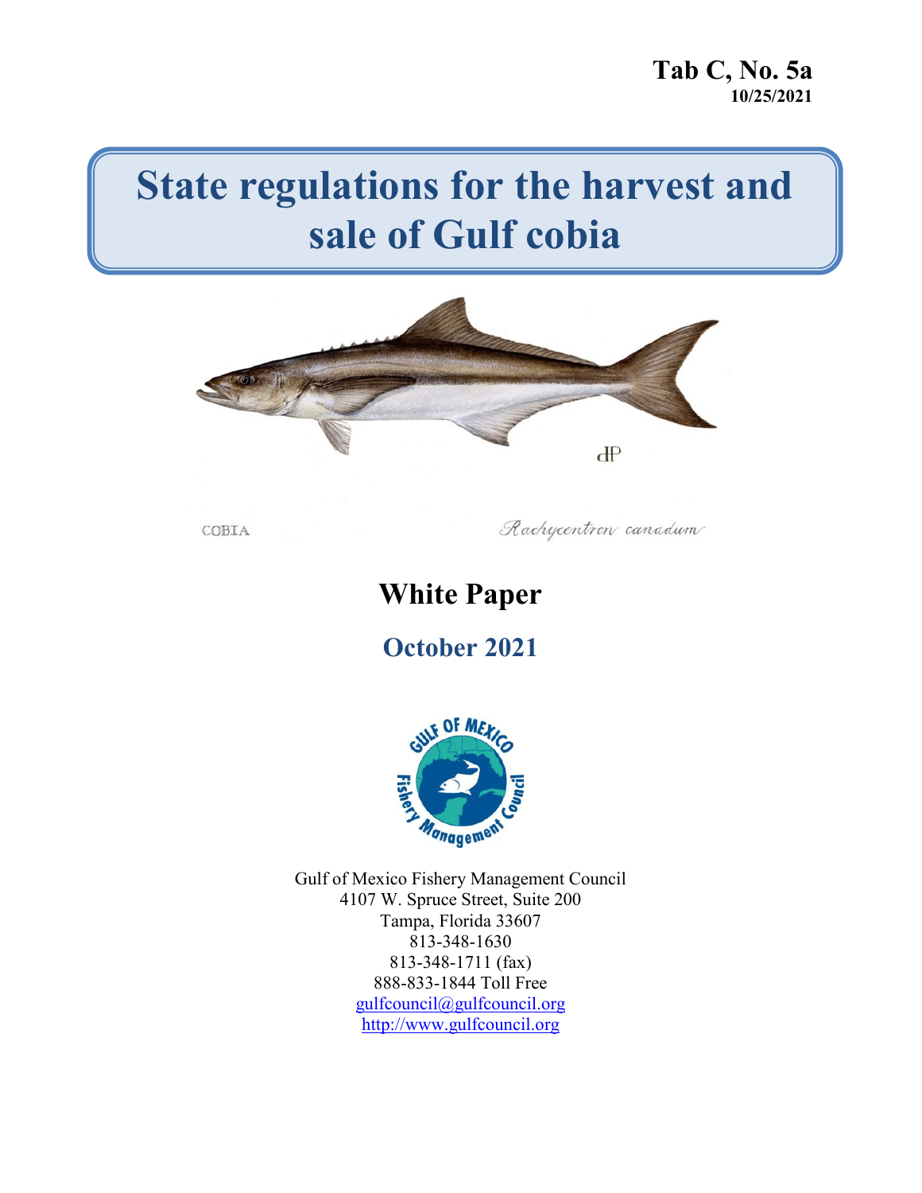**Tab C, No. 5a**
**10/25/2021**

# State regulations for the harvest and sale of Gulf cobia

COBIA

*Rachycentron canadum*

## White Paper

## October 2021

Gulf of Mexico Fishery Management Council
4107 W. Spruce Street, Suite 200
Tampa, Florida 33607
813-348-1630
813-348-1711 (fax)
888-833-1844 Toll Free
gulfcouncil@gulfcouncil.org
http://www.gulfcouncil.org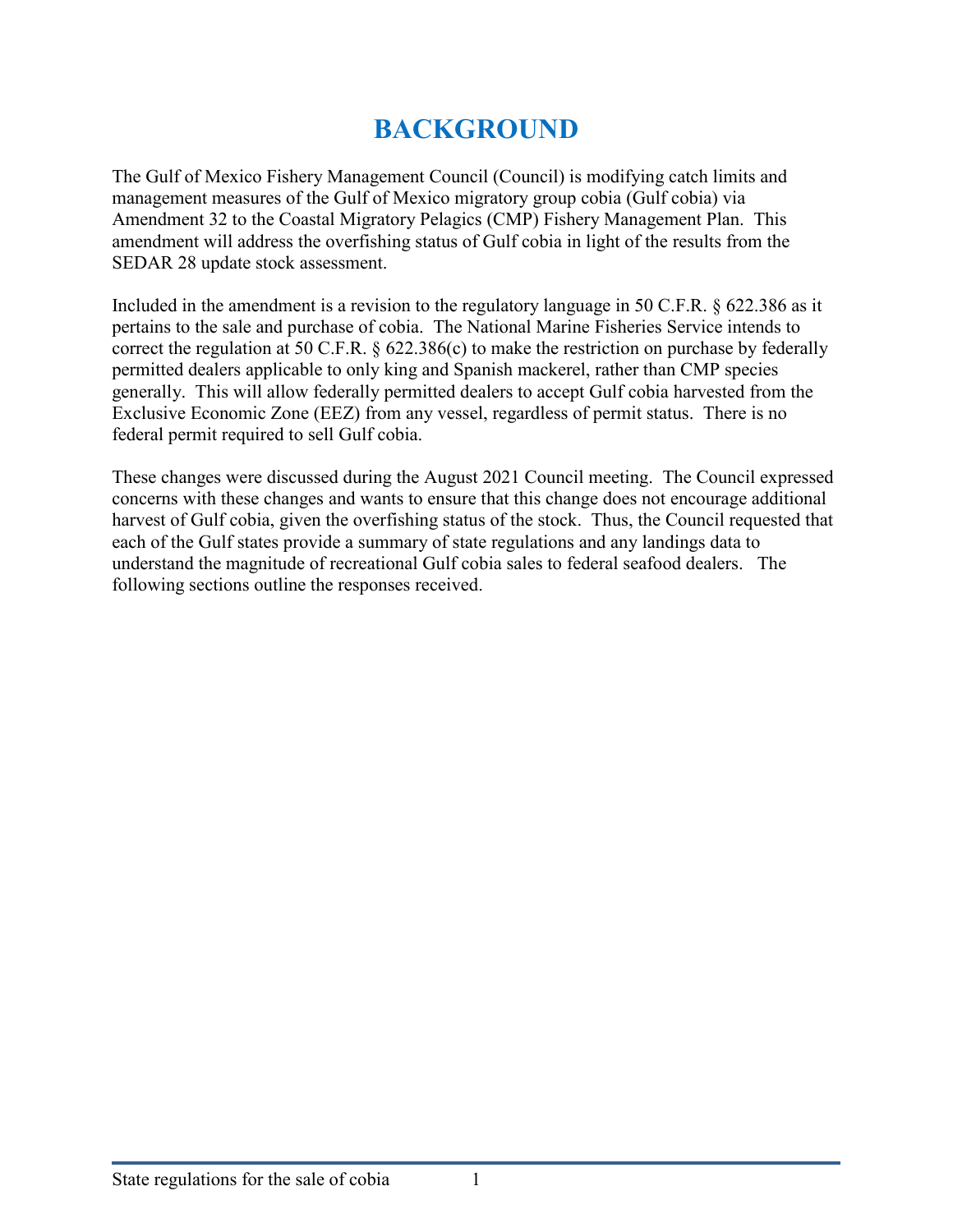# BACKGROUND

The Gulf of Mexico Fishery Management Council (Council) is modifying catch limits and management measures of the Gulf of Mexico migratory group cobia (Gulf cobia) via Amendment 32 to the Coastal Migratory Pelagics (CMP) Fishery Management Plan. This amendment will address the overfishing status of Gulf cobia in light of the results from the SEDAR 28 update stock assessment.

Included in the amendment is a revision to the regulatory language in 50 C.F.R. § 622.386 as it pertains to the sale and purchase of cobia. The National Marine Fisheries Service intends to correct the regulation at 50 C.F.R. § 622.386(c) to make the restriction on purchase by federally permitted dealers applicable to only king and Spanish mackerel, rather than CMP species generally. This will allow federally permitted dealers to accept Gulf cobia harvested from the Exclusive Economic Zone (EEZ) from any vessel, regardless of permit status. There is no federal permit required to sell Gulf cobia.

These changes were discussed during the August 2021 Council meeting. The Council expressed concerns with these changes and wants to ensure that this change does not encourage additional harvest of Gulf cobia, given the overfishing status of the stock. Thus, the Council requested that each of the Gulf states provide a summary of state regulations and any landings data to understand the magnitude of recreational Gulf cobia sales to federal seafood dealers. The following sections outline the responses received.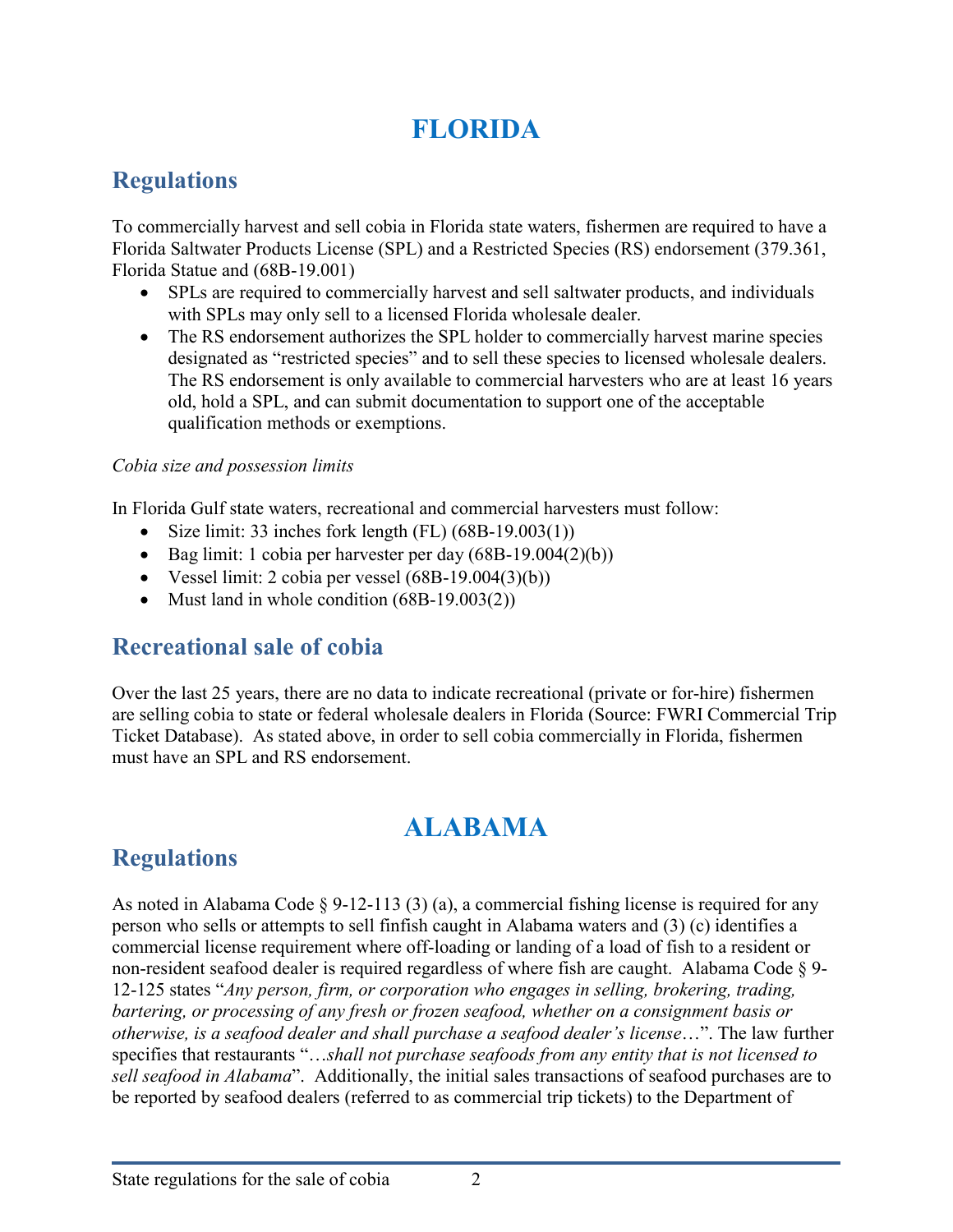# FLORIDA

## Regulations

To commercially harvest and sell cobia in Florida state waters, fishermen are required to have a Florida Saltwater Products License (SPL) and a Restricted Species (RS) endorsement (379.361, Florida Statue and (68B-19.001)

- SPLs are required to commercially harvest and sell saltwater products, and individuals with SPLs may only sell to a licensed Florida wholesale dealer.
- The RS endorsement authorizes the SPL holder to commercially harvest marine species designated as "restricted species" and to sell these species to licensed wholesale dealers. The RS endorsement is only available to commercial harvesters who are at least 16 years old, hold a SPL, and can submit documentation to support one of the acceptable qualification methods or exemptions.

*Cobia size and possession limits*

In Florida Gulf state waters, recreational and commercial harvesters must follow:

- Size limit: 33 inches fork length (FL) (68B-19.003(1))
- Bag limit: 1 cobia per harvester per day (68B-19.004(2)(b))
- Vessel limit: 2 cobia per vessel (68B-19.004(3)(b))
- Must land in whole condition (68B-19.003(2))

## Recreational sale of cobia

Over the last 25 years, there are no data to indicate recreational (private or for-hire) fishermen are selling cobia to state or federal wholesale dealers in Florida (Source: FWRI Commercial Trip Ticket Database). As stated above, in order to sell cobia commercially in Florida, fishermen must have an SPL and RS endorsement.

# ALABAMA

## Regulations

As noted in Alabama Code § 9-12-113 (3) (a), a commercial fishing license is required for any person who sells or attempts to sell finfish caught in Alabama waters and (3) (c) identifies a commercial license requirement where off-loading or landing of a load of fish to a resident or non-resident seafood dealer is required regardless of where fish are caught. Alabama Code § 9-12-125 states "*Any person, firm, or corporation who engages in selling, brokering, trading, bartering, or processing of any fresh or frozen seafood, whether on a consignment basis or otherwise, is a seafood dealer and shall purchase a seafood dealer's license*…". The law further specifies that restaurants "…*shall not purchase seafoods from any entity that is not licensed to sell seafood in Alabama*". Additionally, the initial sales transactions of seafood purchases are to be reported by seafood dealers (referred to as commercial trip tickets) to the Department of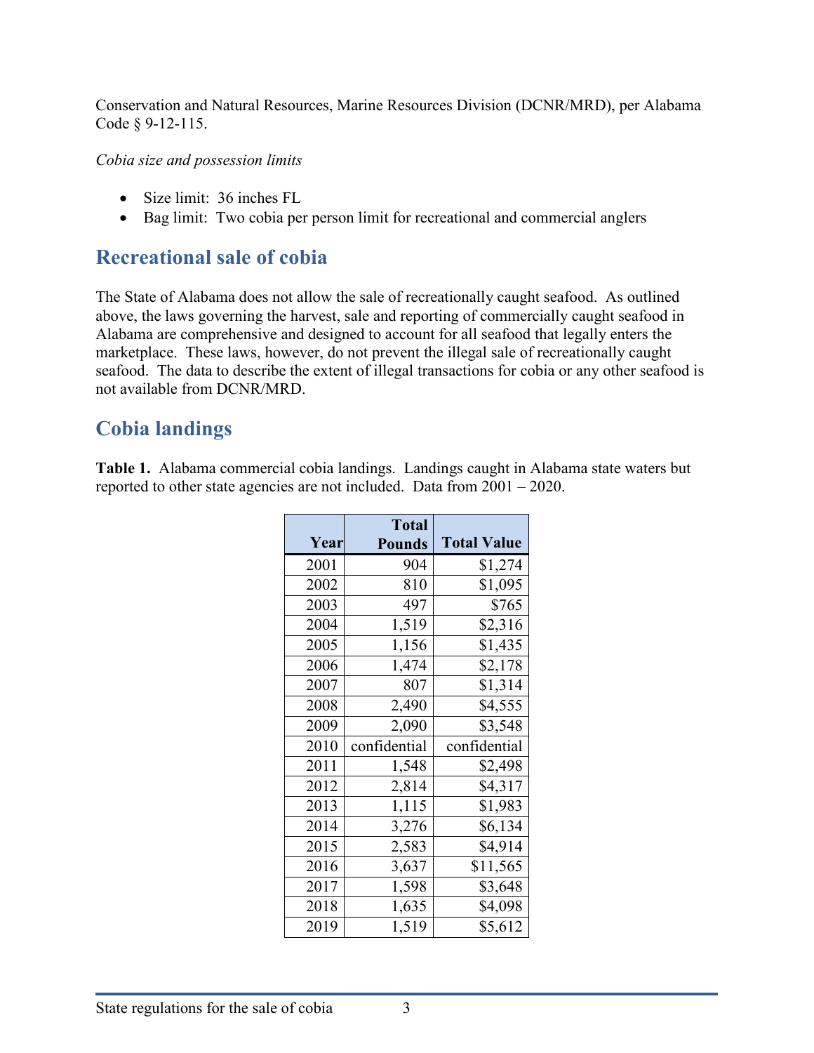Conservation and Natural Resources, Marine Resources Division (DCNR/MRD), per Alabama Code § 9-12-115.

*Cobia size and possession limits*

- Size limit: 36 inches FL
- Bag limit: Two cobia per person limit for recreational and commercial anglers

## Recreational sale of cobia

The State of Alabama does not allow the sale of recreationally caught seafood. As outlined above, the laws governing the harvest, sale and reporting of commercially caught seafood in Alabama are comprehensive and designed to account for all seafood that legally enters the marketplace. These laws, however, do not prevent the illegal sale of recreationally caught seafood. The data to describe the extent of illegal transactions for cobia or any other seafood is not available from DCNR/MRD.

## Cobia landings

**Table 1.** Alabama commercial cobia landings. Landings caught in Alabama state waters but reported to other state agencies are not included. Data from 2001 – 2020.

| Year | Total Pounds | Total Value |
|---|---|---|
| 2001 | 904 | $1,274 |
| 2002 | 810 | $1,095 |
| 2003 | 497 | $765 |
| 2004 | 1,519 | $2,316 |
| 2005 | 1,156 | $1,435 |
| 2006 | 1,474 | $2,178 |
| 2007 | 807 | $1,314 |
| 2008 | 2,490 | $4,555 |
| 2009 | 2,090 | $3,548 |
| 2010 | confidential | confidential |
| 2011 | 1,548 | $2,498 |
| 2012 | 2,814 | $4,317 |
| 2013 | 1,115 | $1,983 |
| 2014 | 3,276 | $6,134 |
| 2015 | 2,583 | $4,914 |
| 2016 | 3,637 | $11,565 |
| 2017 | 1,598 | $3,648 |
| 2018 | 1,635 | $4,098 |
| 2019 | 1,519 | $5,612 |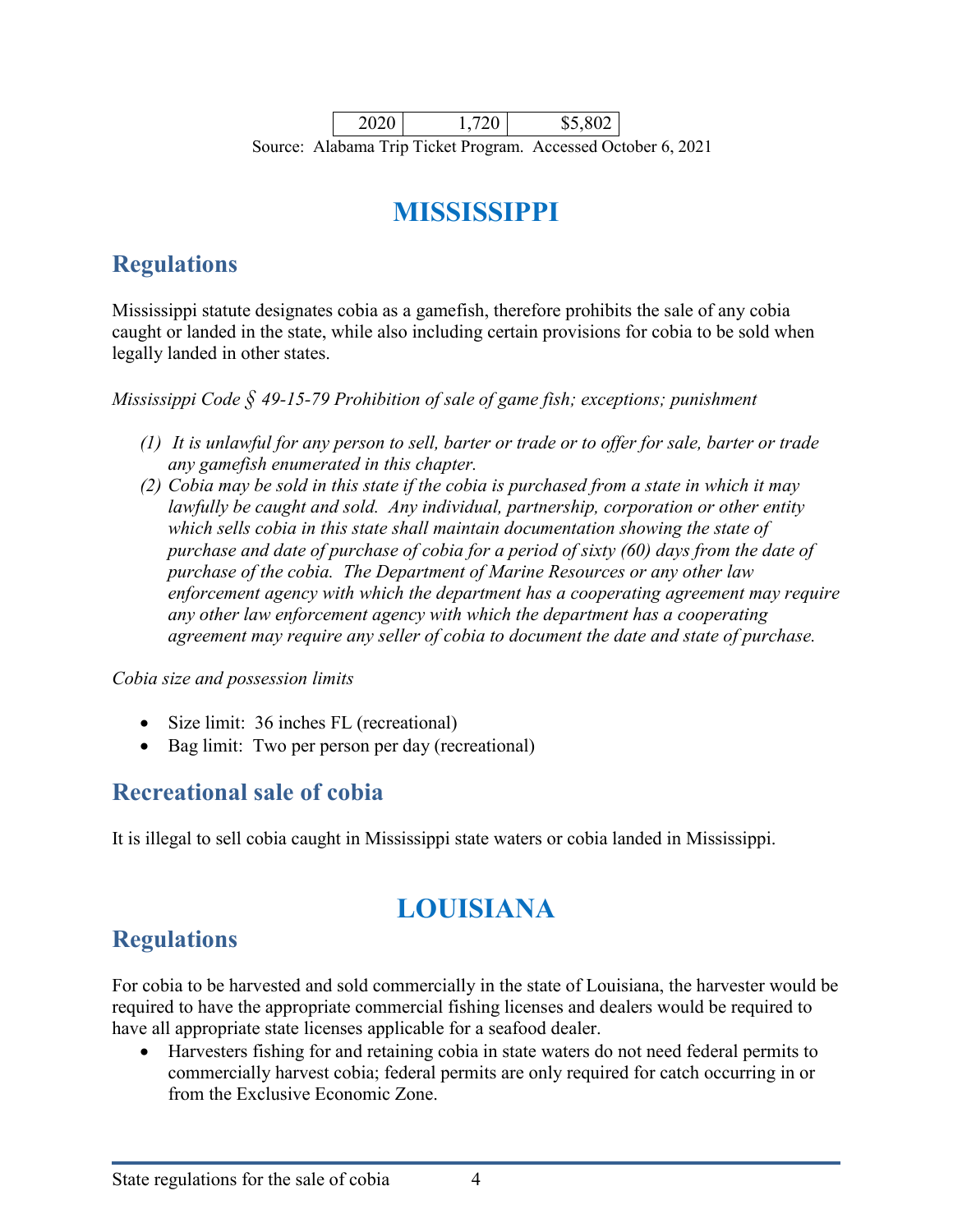| 2020 | 1,720 | $5,802 |
|---|---|---|

Source: Alabama Trip Ticket Program. Accessed October 6, 2021

# MISSISSIPPI

## Regulations

Mississippi statute designates cobia as a gamefish, therefore prohibits the sale of any cobia caught or landed in the state, while also including certain provisions for cobia to be sold when legally landed in other states.

*Mississippi Code § 49-15-79 Prohibition of sale of game fish; exceptions; punishment*

1. *It is unlawful for any person to sell, barter or trade or to offer for sale, barter or trade any gamefish enumerated in this chapter.*
2. *Cobia may be sold in this state if the cobia is purchased from a state in which it may lawfully be caught and sold. Any individual, partnership, corporation or other entity which sells cobia in this state shall maintain documentation showing the state of purchase and date of purchase of cobia for a period of sixty (60) days from the date of purchase of the cobia. The Department of Marine Resources or any other law enforcement agency with which the department has a cooperating agreement may require any other law enforcement agency with which the department has a cooperating agreement may require any seller of cobia to document the date and state of purchase.*

*Cobia size and possession limits*

- Size limit: 36 inches FL (recreational)
- Bag limit: Two per person per day (recreational)

## Recreational sale of cobia

It is illegal to sell cobia caught in Mississippi state waters or cobia landed in Mississippi.

# LOUISIANA

## Regulations

For cobia to be harvested and sold commercially in the state of Louisiana, the harvester would be required to have the appropriate commercial fishing licenses and dealers would be required to have all appropriate state licenses applicable for a seafood dealer.

- Harvesters fishing for and retaining cobia in state waters do not need federal permits to commercially harvest cobia; federal permits are only required for catch occurring in or from the Exclusive Economic Zone.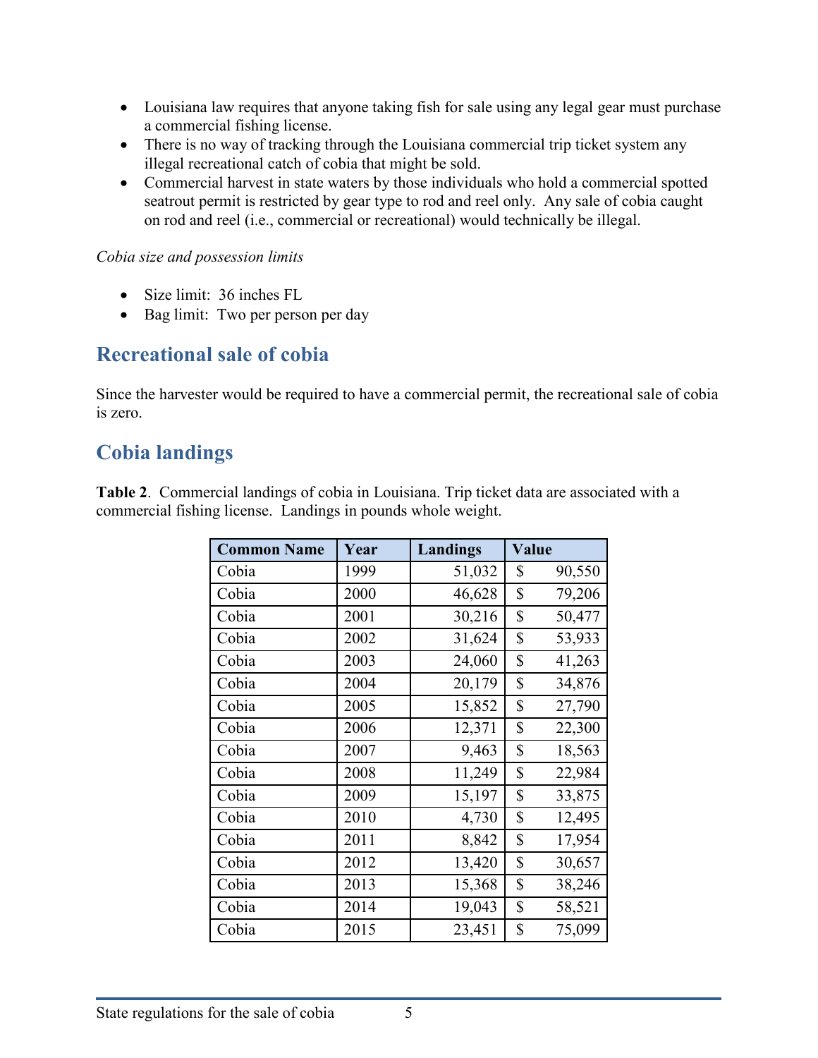- Louisiana law requires that anyone taking fish for sale using any legal gear must purchase a commercial fishing license.
- There is no way of tracking through the Louisiana commercial trip ticket system any illegal recreational catch of cobia that might be sold.
- Commercial harvest in state waters by those individuals who hold a commercial spotted seatrout permit is restricted by gear type to rod and reel only. Any sale of cobia caught on rod and reel (i.e., commercial or recreational) would technically be illegal.

*Cobia size and possession limits*

- Size limit: 36 inches FL
- Bag limit: Two per person per day

## Recreational sale of cobia

Since the harvester would be required to have a commercial permit, the recreational sale of cobia is zero.

## Cobia landings

**Table 2**. Commercial landings of cobia in Louisiana. Trip ticket data are associated with a commercial fishing license. Landings in pounds whole weight.

| Common Name | Year | Landings | Value |
|---|---|---|---|
| Cobia | 1999 | 51,032 | $ 90,550 |
| Cobia | 2000 | 46,628 | $ 79,206 |
| Cobia | 2001 | 30,216 | $ 50,477 |
| Cobia | 2002 | 31,624 | $ 53,933 |
| Cobia | 2003 | 24,060 | $ 41,263 |
| Cobia | 2004 | 20,179 | $ 34,876 |
| Cobia | 2005 | 15,852 | $ 27,790 |
| Cobia | 2006 | 12,371 | $ 22,300 |
| Cobia | 2007 | 9,463 | $ 18,563 |
| Cobia | 2008 | 11,249 | $ 22,984 |
| Cobia | 2009 | 15,197 | $ 33,875 |
| Cobia | 2010 | 4,730 | $ 12,495 |
| Cobia | 2011 | 8,842 | $ 17,954 |
| Cobia | 2012 | 13,420 | $ 30,657 |
| Cobia | 2013 | 15,368 | $ 38,246 |
| Cobia | 2014 | 19,043 | $ 58,521 |
| Cobia | 2015 | 23,451 | $ 75,099 |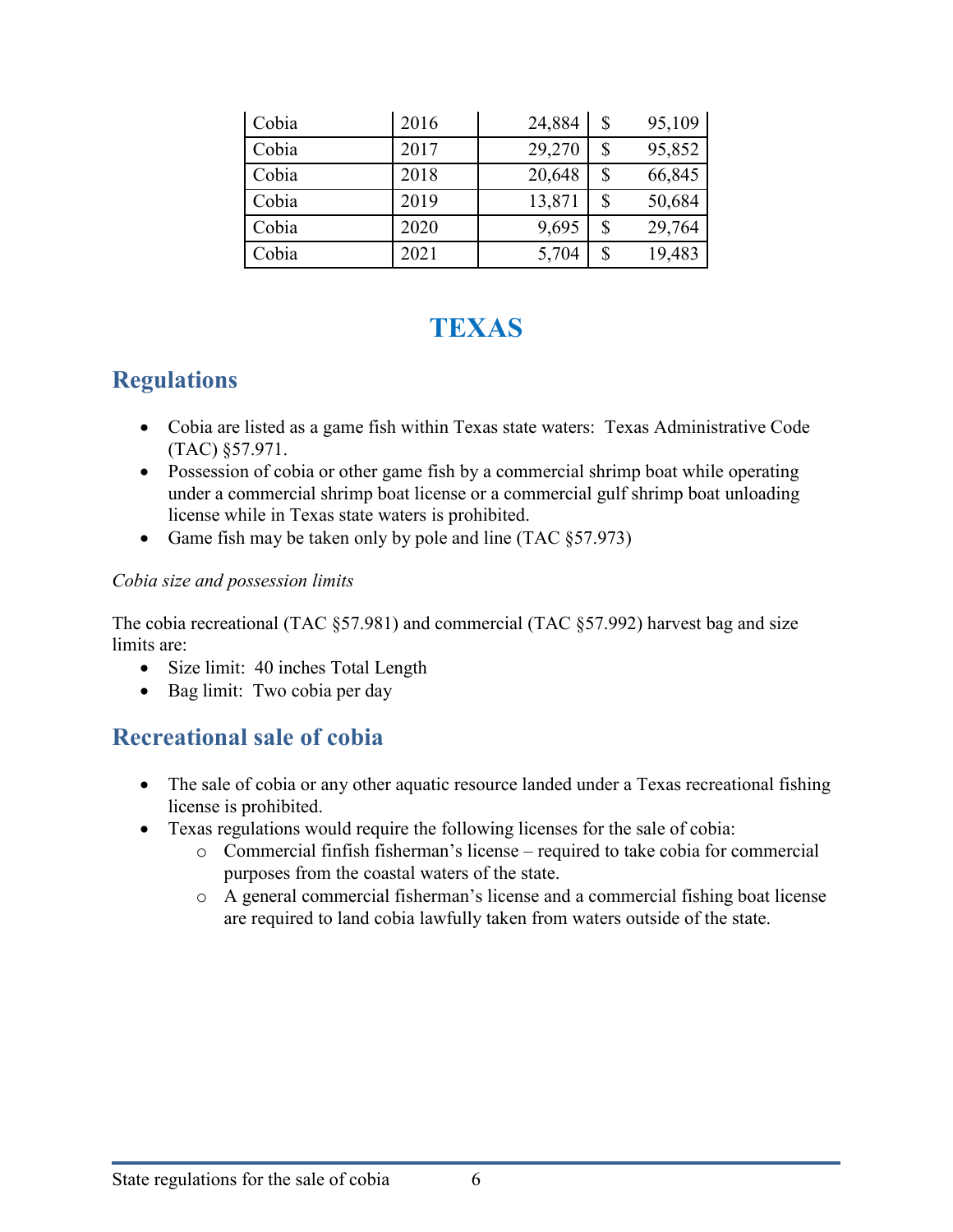| Cobia | 2016 | 24,884 | $ 95,109 |
|---|---|---|---|
| Cobia | 2017 | 29,270 | $ 95,852 |
| Cobia | 2018 | 20,648 | $ 66,845 |
| Cobia | 2019 | 13,871 | $ 50,684 |
| Cobia | 2020 | 9,695 | $ 29,764 |
| Cobia | 2021 | 5,704 | $ 19,483 |

# TEXAS

## Regulations

- Cobia are listed as a game fish within Texas state waters: Texas Administrative Code (TAC) §57.971.
- Possession of cobia or other game fish by a commercial shrimp boat while operating under a commercial shrimp boat license or a commercial gulf shrimp boat unloading license while in Texas state waters is prohibited.
- Game fish may be taken only by pole and line (TAC §57.973)

*Cobia size and possession limits*

The cobia recreational (TAC §57.981) and commercial (TAC §57.992) harvest bag and size limits are:

- Size limit: 40 inches Total Length
- Bag limit: Two cobia per day

## Recreational sale of cobia

- The sale of cobia or any other aquatic resource landed under a Texas recreational fishing license is prohibited.
- Texas regulations would require the following licenses for the sale of cobia:
  - Commercial finfish fisherman's license – required to take cobia for commercial purposes from the coastal waters of the state.
  - A general commercial fisherman's license and a commercial fishing boat license are required to land cobia lawfully taken from waters outside of the state.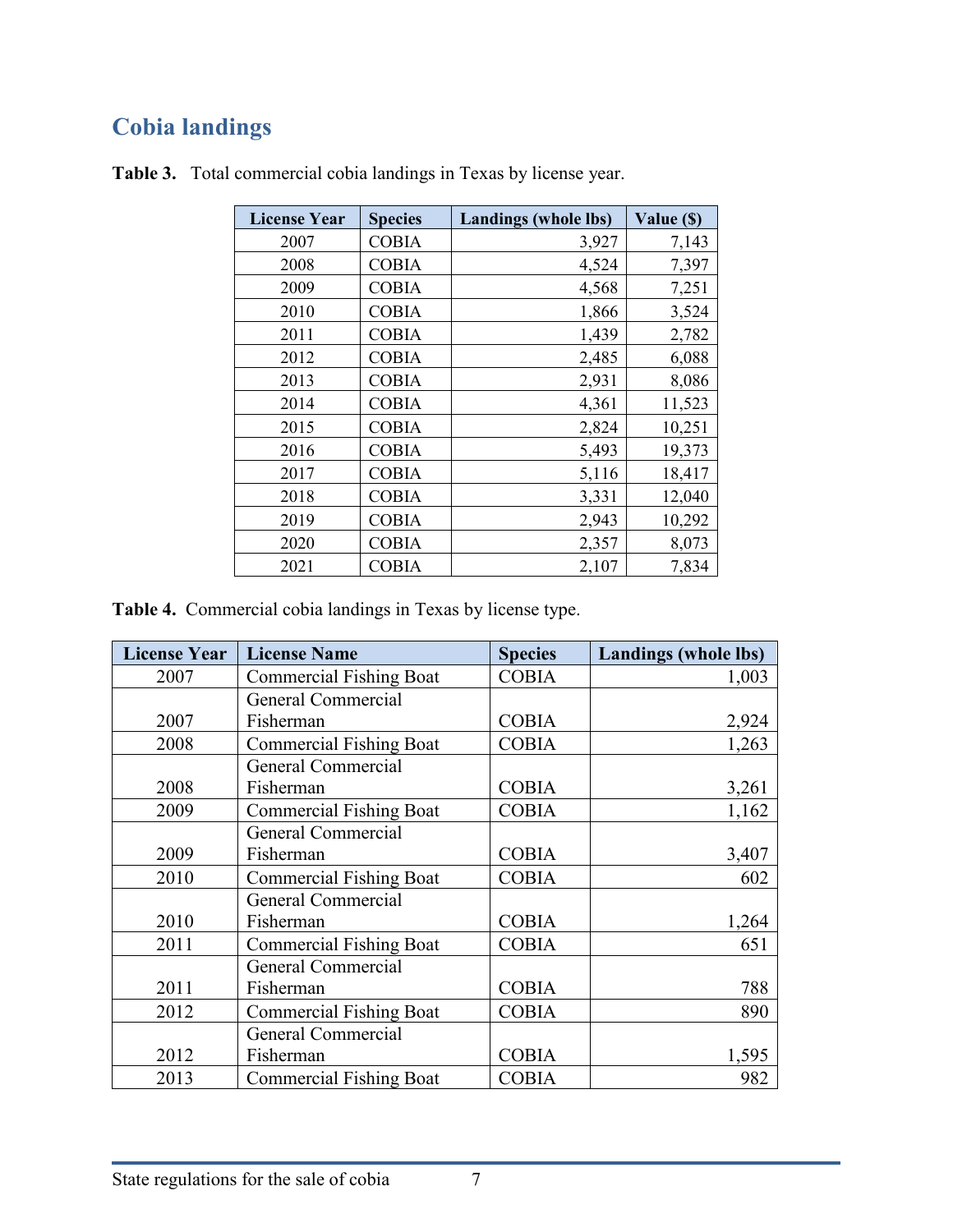## Cobia landings

**Table 3.** Total commercial cobia landings in Texas by license year.

| License Year | Species | Landings (whole lbs) | Value ($) |
|---|---|---|---|
| 2007 | COBIA | 3,927 | 7,143 |
| 2008 | COBIA | 4,524 | 7,397 |
| 2009 | COBIA | 4,568 | 7,251 |
| 2010 | COBIA | 1,866 | 3,524 |
| 2011 | COBIA | 1,439 | 2,782 |
| 2012 | COBIA | 2,485 | 6,088 |
| 2013 | COBIA | 2,931 | 8,086 |
| 2014 | COBIA | 4,361 | 11,523 |
| 2015 | COBIA | 2,824 | 10,251 |
| 2016 | COBIA | 5,493 | 19,373 |
| 2017 | COBIA | 5,116 | 18,417 |
| 2018 | COBIA | 3,331 | 12,040 |
| 2019 | COBIA | 2,943 | 10,292 |
| 2020 | COBIA | 2,357 | 8,073 |
| 2021 | COBIA | 2,107 | 7,834 |

**Table 4.** Commercial cobia landings in Texas by license type.

| License Year | License Name | Species | Landings (whole lbs) |
|---|---|---|---|
| 2007 | Commercial Fishing Boat | COBIA | 1,003 |
| 2007 | General Commercial Fisherman | COBIA | 2,924 |
| 2008 | Commercial Fishing Boat | COBIA | 1,263 |
| 2008 | General Commercial Fisherman | COBIA | 3,261 |
| 2009 | Commercial Fishing Boat | COBIA | 1,162 |
| 2009 | General Commercial Fisherman | COBIA | 3,407 |
| 2010 | Commercial Fishing Boat | COBIA | 602 |
| 2010 | General Commercial Fisherman | COBIA | 1,264 |
| 2011 | Commercial Fishing Boat | COBIA | 651 |
| 2011 | General Commercial Fisherman | COBIA | 788 |
| 2012 | Commercial Fishing Boat | COBIA | 890 |
| 2012 | General Commercial Fisherman | COBIA | 1,595 |
| 2013 | Commercial Fishing Boat | COBIA | 982 |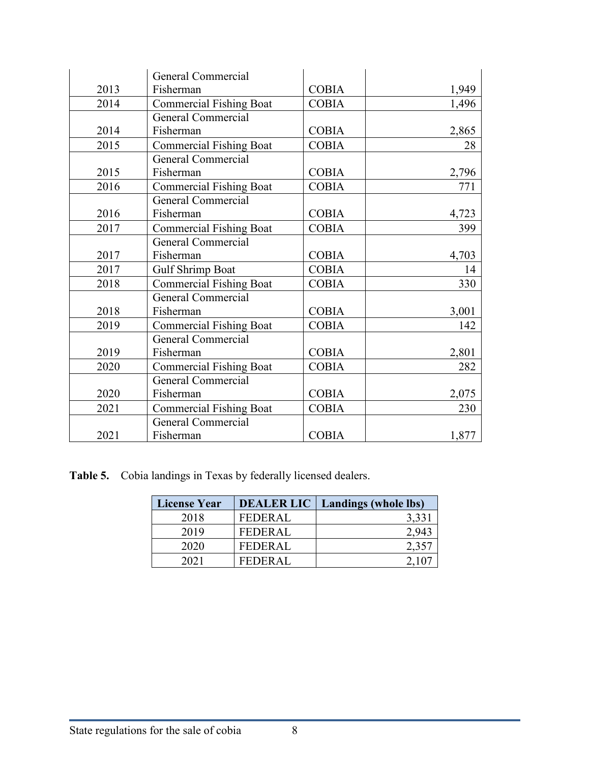| | | | |
|---|---|---|---|
| 2013 | General Commercial Fisherman | COBIA | 1,949 |
| 2014 | Commercial Fishing Boat | COBIA | 1,496 |
| 2014 | General Commercial Fisherman | COBIA | 2,865 |
| 2015 | Commercial Fishing Boat | COBIA | 28 |
| 2015 | General Commercial Fisherman | COBIA | 2,796 |
| 2016 | Commercial Fishing Boat | COBIA | 771 |
| 2016 | General Commercial Fisherman | COBIA | 4,723 |
| 2017 | Commercial Fishing Boat | COBIA | 399 |
| 2017 | General Commercial Fisherman | COBIA | 4,703 |
| 2017 | Gulf Shrimp Boat | COBIA | 14 |
| 2018 | Commercial Fishing Boat | COBIA | 330 |
| 2018 | General Commercial Fisherman | COBIA | 3,001 |
| 2019 | Commercial Fishing Boat | COBIA | 142 |
| 2019 | General Commercial Fisherman | COBIA | 2,801 |
| 2020 | Commercial Fishing Boat | COBIA | 282 |
| 2020 | General Commercial Fisherman | COBIA | 2,075 |
| 2021 | Commercial Fishing Boat | COBIA | 230 |
| 2021 | General Commercial Fisherman | COBIA | 1,877 |

**Table 5.** Cobia landings in Texas by federally licensed dealers.

| License Year | DEALER LIC | Landings (whole lbs) |
|---|---|---|
| 2018 | FEDERAL | 3,331 |
| 2019 | FEDERAL | 2,943 |
| 2020 | FEDERAL | 2,357 |
| 2021 | FEDERAL | 2,107 |